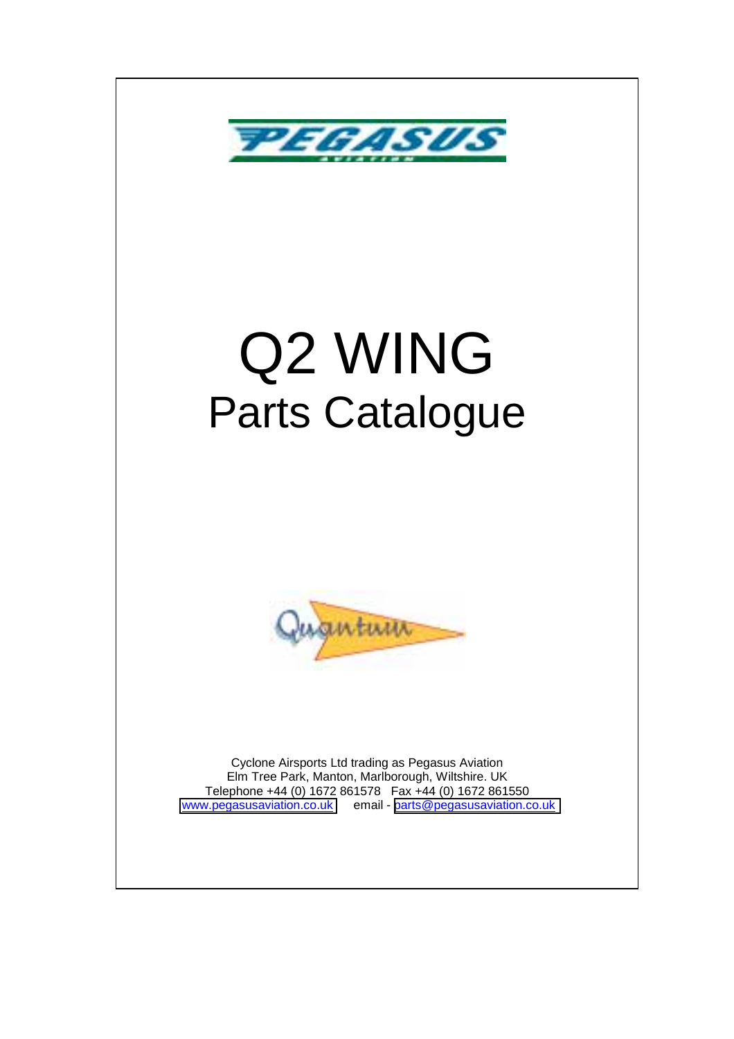PEGASUS

AVIATION

# Q2 WING

## Parts Catalogue

Quantum

Cyclone Airsports Ltd trading as Pegasus Aviation
Elm Tree Park, Manton, Marlborough, Wiltshire. UK
Telephone +44 (0) 1672 861578 Fax +44 (0) 1672 861550
www.pegasusaviation.co.uk email - parts@pegasusaviation.co.uk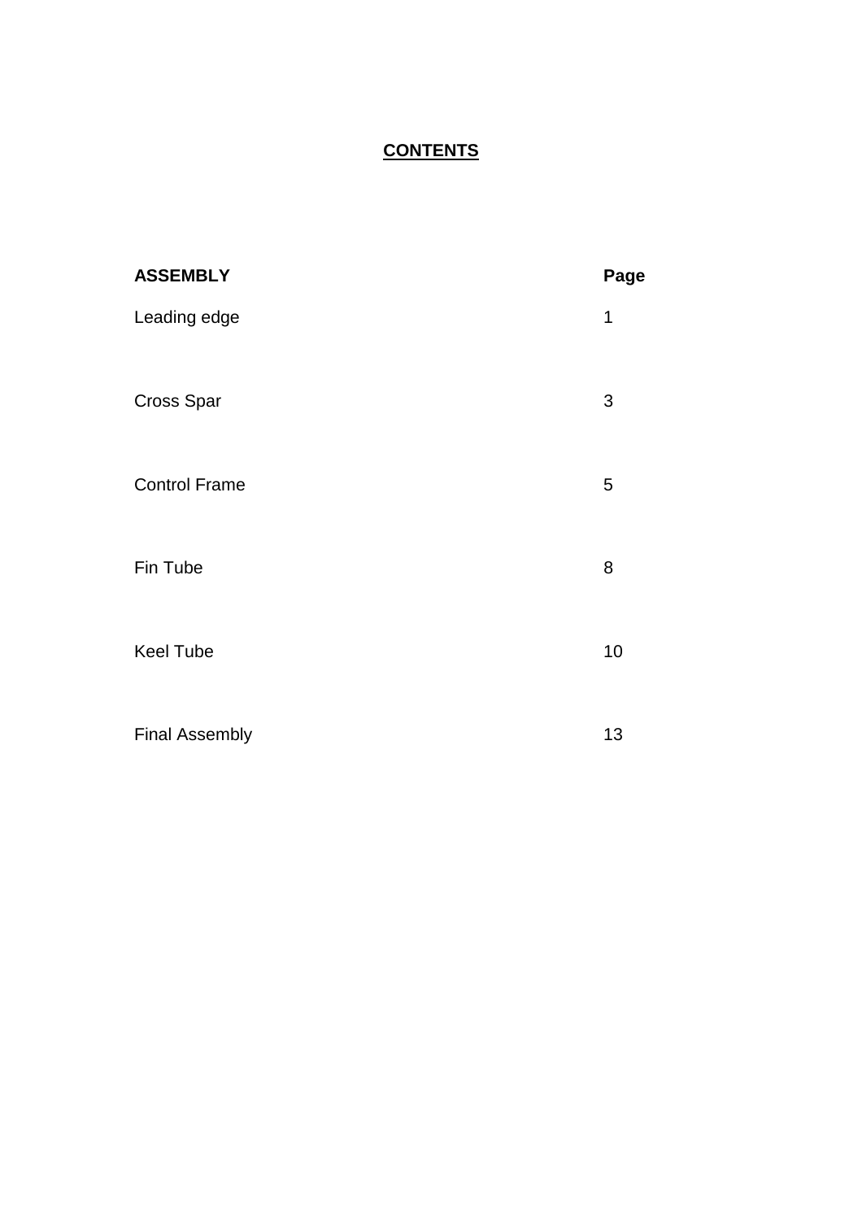# **CONTENTS**

| **ASSEMBLY** | **Page** |
| --- | --- |
| Leading edge | 1 |
| Cross Spar | 3 |
| Control Frame | 5 |
| Fin Tube | 8 |
| Keel Tube | 10 |
| Final Assembly | 13 |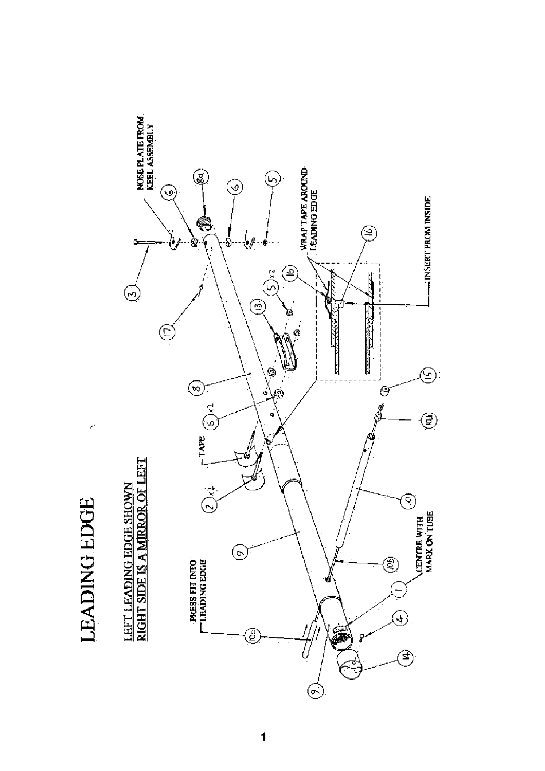# LEADING EDGE

LEFT LEADING EDGE SHOWN
RIGHT SIDE IS A MIRROR OF LEFT

NOSE PLATE FROM KEEL ASSEMBLY

WRAP TAPE AROUND LEADING EDGE

INSERT FROM INSIDE

TAPE

PRESS FIT INTO LEADING EDGE

CENTRE WITH MARK ON TUBE

3, 6, 8a, 6, 5, 17, 13, 5 x2, 16, 16, 8, 6 x2, 15, 10d, 2 x2, 10, 9, 10b, 1, 10c, 4, 14, 9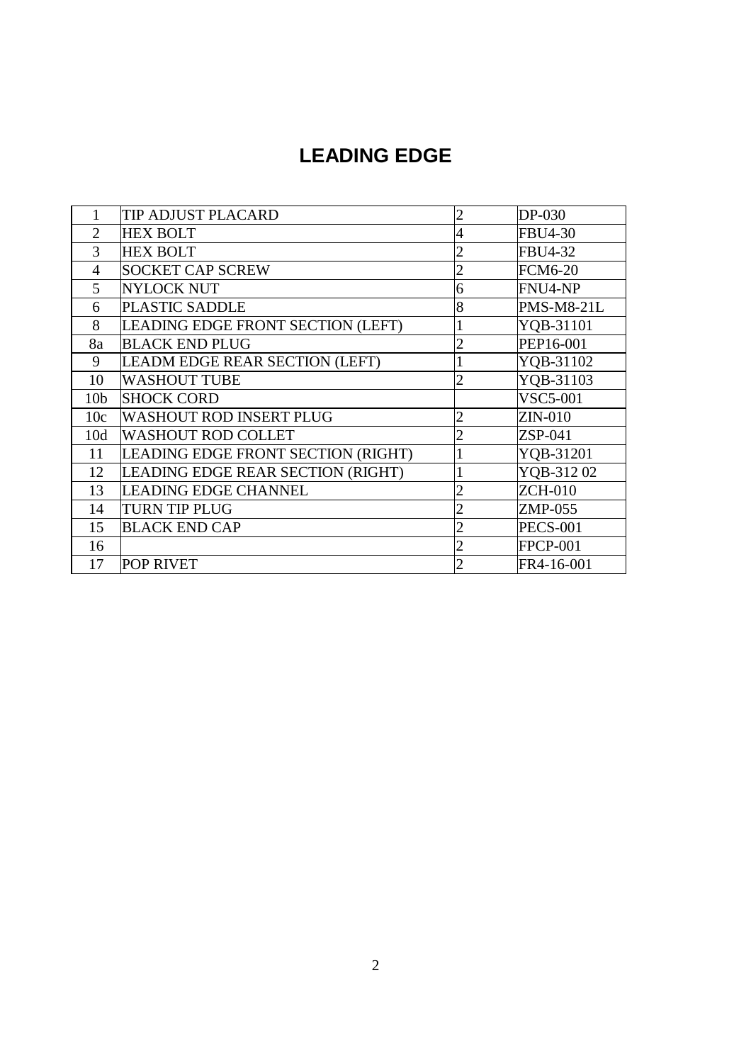# LEADING EDGE

| | | | |
|---|---|---|---|
| 1 | TIP ADJUST PLACARD | 2 | DP-030 |
| 2 | HEX BOLT | 4 | FBU4-30 |
| 3 | HEX BOLT | 2 | FBU4-32 |
| 4 | SOCKET CAP SCREW | 2 | FCM6-20 |
| 5 | NYLOCK NUT | 6 | FNU4-NP |
| 6 | PLASTIC SADDLE | 8 | PMS-M8-21L |
| 8 | LEADING EDGE FRONT SECTION (LEFT) | 1 | YQB-31101 |
| 8a | BLACK END PLUG | 2 | PEP16-001 |
| 9 | LEADM EDGE REAR SECTION (LEFT) | 1 | YQB-31102 |
| 10 | WASHOUT TUBE | 2 | YQB-31103 |
| 10b | SHOCK CORD | | VSC5-001 |
| 10c | WASHOUT ROD INSERT PLUG | 2 | ZIN-010 |
| 10d | WASHOUT ROD COLLET | 2 | ZSP-041 |
| 11 | LEADING EDGE FRONT SECTION (RIGHT) | 1 | YQB-31201 |
| 12 | LEADING EDGE REAR SECTION (RIGHT) | 1 | YQB-312 02 |
| 13 | LEADING EDGE CHANNEL | 2 | ZCH-010 |
| 14 | TURN TIP PLUG | 2 | ZMP-055 |
| 15 | BLACK END CAP | 2 | PECS-001 |
| 16 | | 2 | FPCP-001 |
| 17 | POP RIVET | 2 | FR4-16-001 |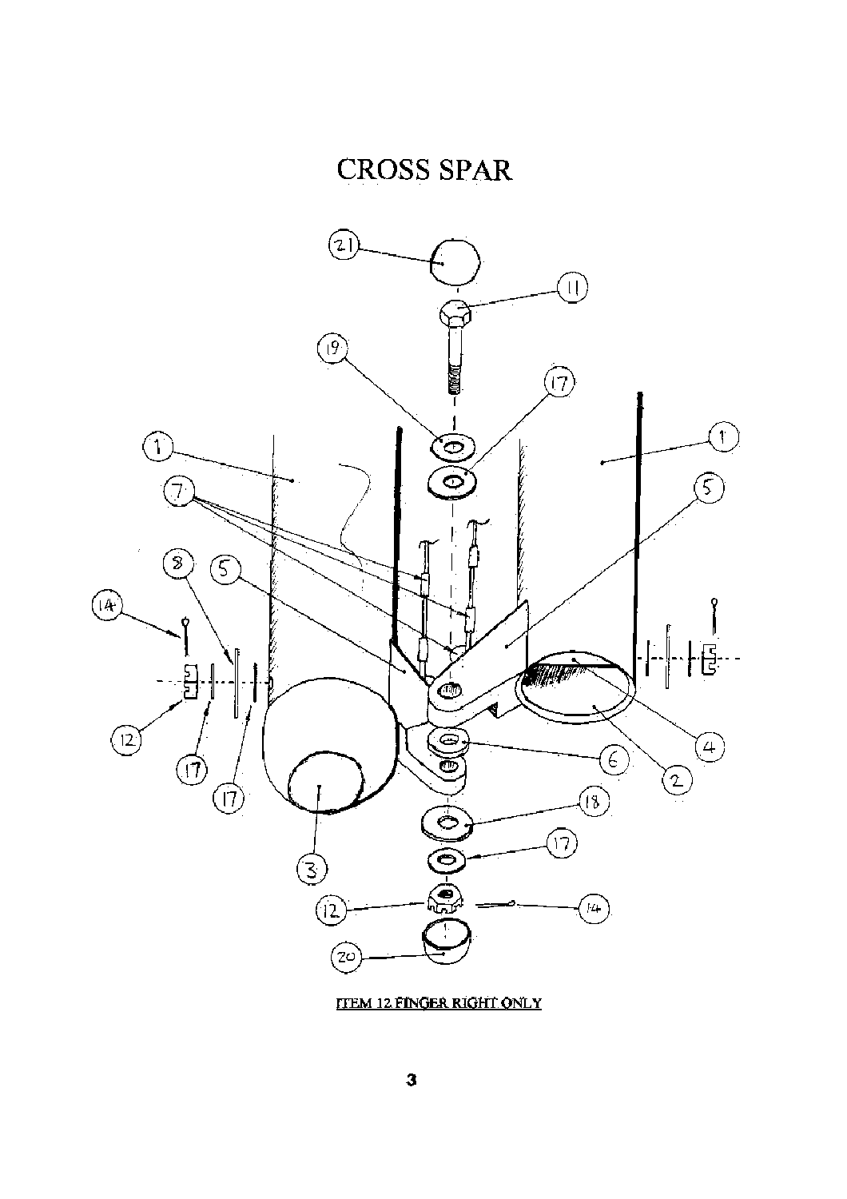# CROSS SPAR

ITEM 12 FINGER RIGHT ONLY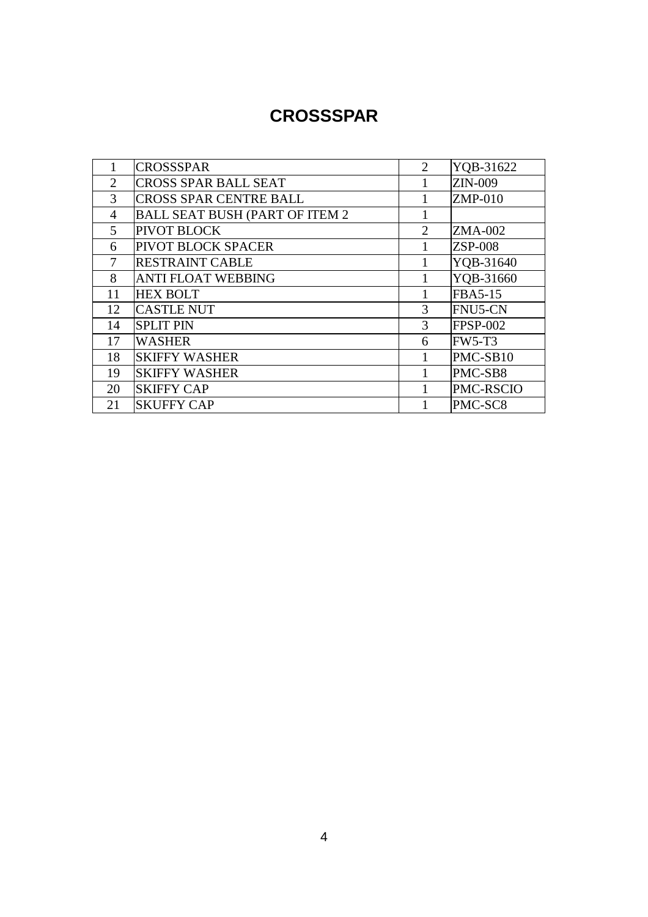# CROSSSPAR

| | | | |
|---|---|---|---|
| 1 | CROSSSPAR | 2 | YQB-31622 |
| 2 | CROSS SPAR BALL SEAT | 1 | ZIN-009 |
| 3 | CROSS SPAR CENTRE BALL | 1 | ZMP-010 |
| 4 | BALL SEAT BUSH (PART OF ITEM 2 | 1 | |
| 5 | PIVOT BLOCK | 2 | ZMA-002 |
| 6 | PIVOT BLOCK SPACER | 1 | ZSP-008 |
| 7 | RESTRAINT CABLE | 1 | YQB-31640 |
| 8 | ANTI FLOAT WEBBING | 1 | YQB-31660 |
| 11 | HEX BOLT | 1 | FBA5-15 |
| 12 | CASTLE NUT | 3 | FNU5-CN |
| 14 | SPLIT PIN | 3 | FPSP-002 |
| 17 | WASHER | 6 | FW5-T3 |
| 18 | SKIFFY WASHER | 1 | PMC-SB10 |
| 19 | SKIFFY WASHER | 1 | PMC-SB8 |
| 20 | SKIFFY CAP | 1 | PMC-RSCIO |
| 21 | SKUFFY CAP | 1 | PMC-SC8 |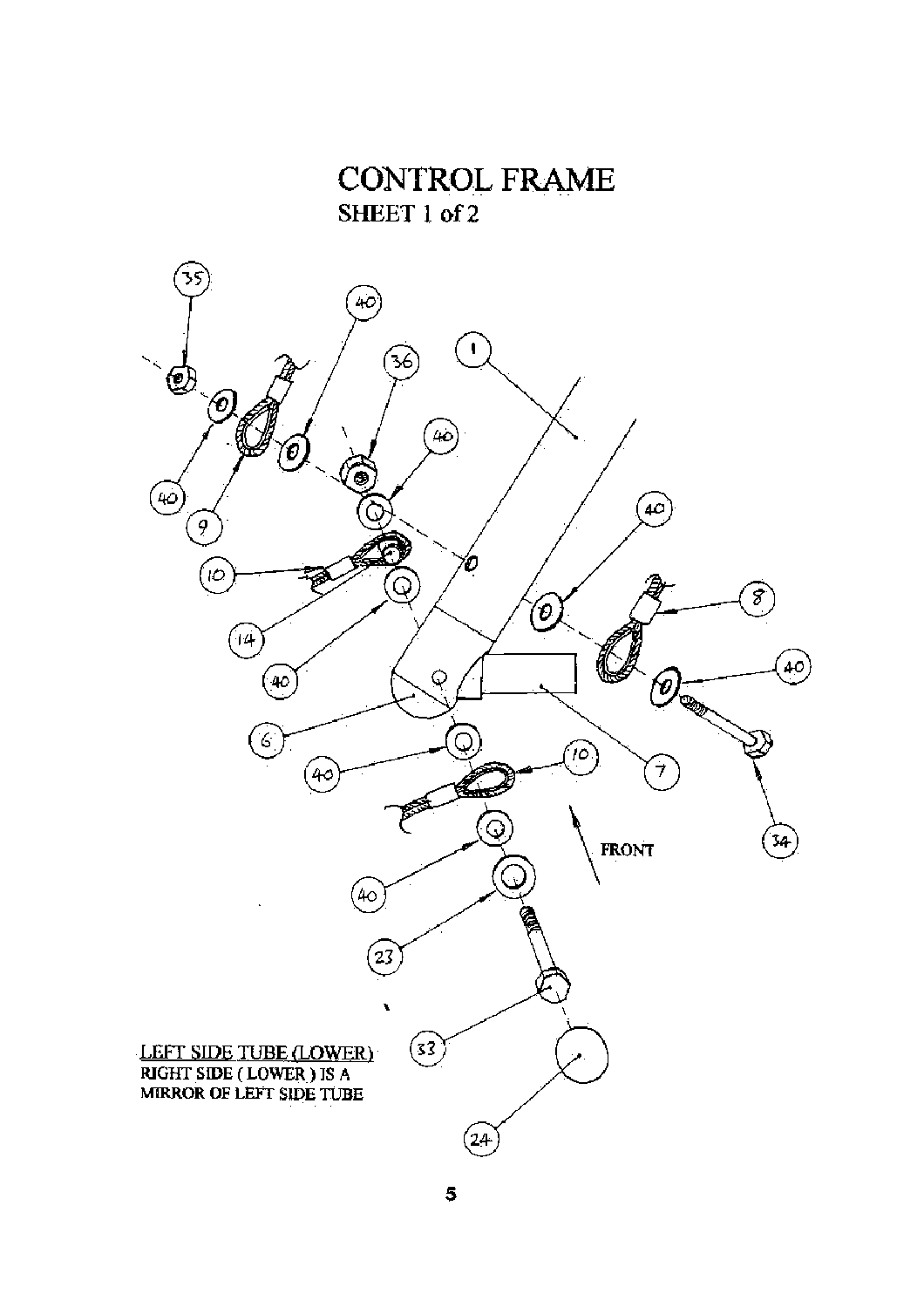# CONTROL FRAME

## SHEET 1 of 2

LEFT SIDE TUBE (LOWER)
RIGHT SIDE ( LOWER ) IS A MIRROR OF LEFT SIDE TUBE

FRONT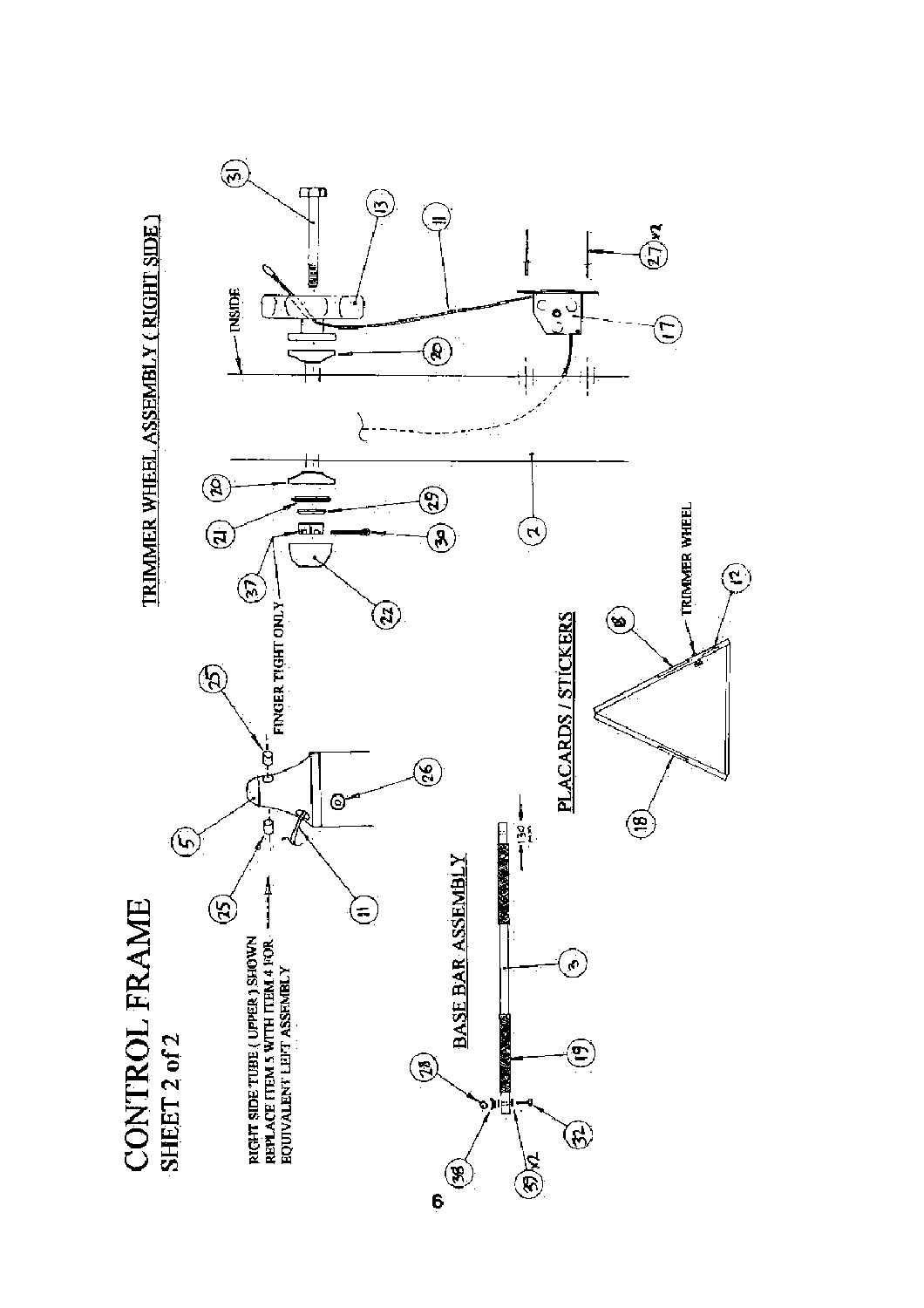# CONTROL FRAME

## SHEET 2 of 2

RIGHT SIDE TUBE ( UPPER ) SHOWN
REPLACE ITEM 5 WITH ITEM 4 FOR
EQUIVALENT LEFT ASSEMBLY

FINGER TIGHT ONLY

### TRIMMER WHEEL ASSEMBLY ( RIGHT SIDE )

INSIDE

### BASE BAR ASSEMBLY

130 mm

### PLACARDS / STICKERS

TRIMMER WHEEL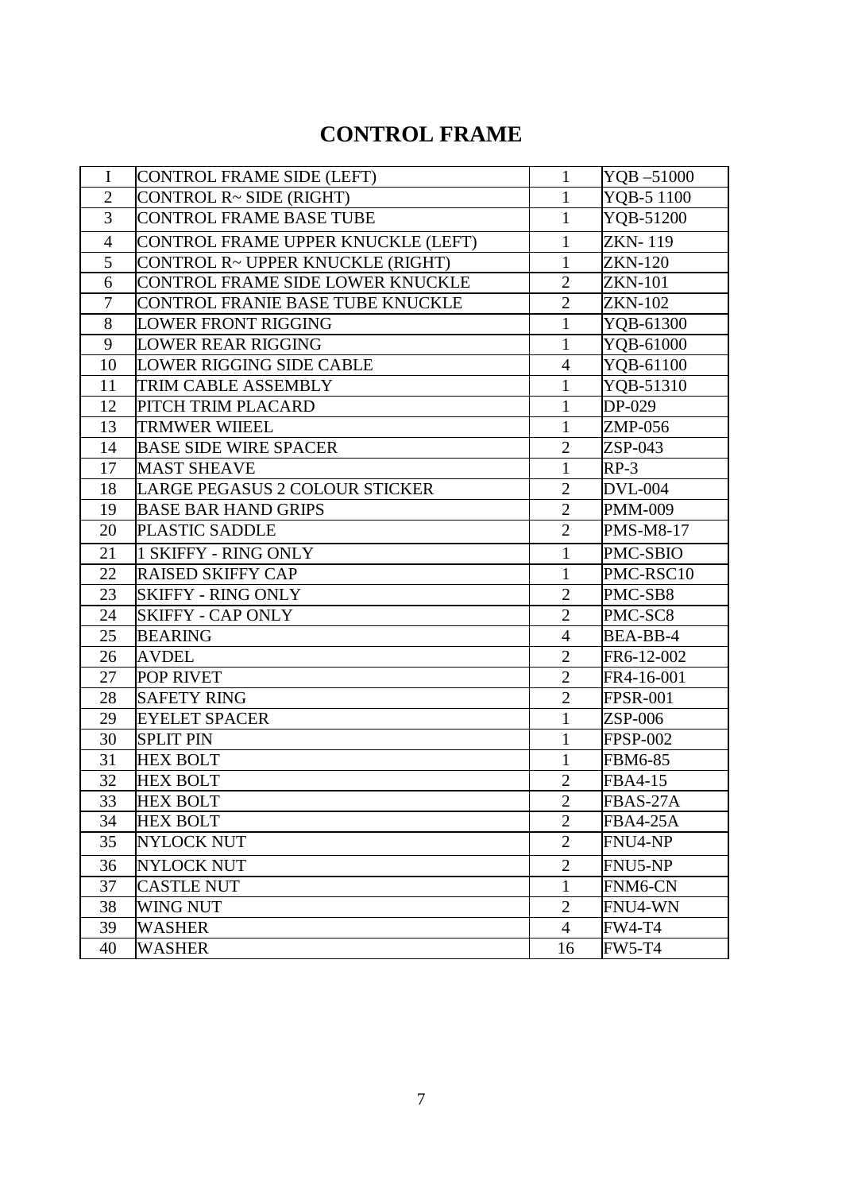# CONTROL FRAME

| I | CONTROL FRAME SIDE (LEFT) | 1 | YQB –51000 |
|---|---|---|---|
| 2 | CONTROL R~ SIDE (RIGHT) | 1 | YQB-5 1100 |
| 3 | CONTROL FRAME BASE TUBE | 1 | YQB-51200 |
| 4 | CONTROL FRAME UPPER KNUCKLE (LEFT) | 1 | ZKN- 119 |
| 5 | CONTROL R~ UPPER KNUCKLE (RIGHT) | 1 | ZKN-120 |
| 6 | CONTROL FRAME SIDE LOWER KNUCKLE | 2 | ZKN-101 |
| 7 | CONTROL FRANIE BASE TUBE KNUCKLE | 2 | ZKN-102 |
| 8 | LOWER FRONT RIGGING | 1 | YQB-61300 |
| 9 | LOWER REAR RIGGING | 1 | YQB-61000 |
| 10 | LOWER RIGGING SIDE CABLE | 4 | YQB-61100 |
| 11 | TRIM CABLE ASSEMBLY | 1 | YQB-51310 |
| 12 | PITCH TRIM PLACARD | 1 | DP-029 |
| 13 | TRMWER WIIEEL | 1 | ZMP-056 |
| 14 | BASE SIDE WIRE SPACER | 2 | ZSP-043 |
| 17 | MAST SHEAVE | 1 | RP-3 |
| 18 | LARGE PEGASUS 2 COLOUR STICKER | 2 | DVL-004 |
| 19 | BASE BAR HAND GRIPS | 2 | PMM-009 |
| 20 | PLASTIC SADDLE | 2 | PMS-M8-17 |
| 21 | 1 SKIFFY - RING ONLY | 1 | PMC-SBIO |
| 22 | RAISED SKIFFY CAP | 1 | PMC-RSC10 |
| 23 | SKIFFY - RING ONLY | 2 | PMC-SB8 |
| 24 | SKIFFY - CAP ONLY | 2 | PMC-SC8 |
| 25 | BEARING | 4 | BEA-BB-4 |
| 26 | AVDEL | 2 | FR6-12-002 |
| 27 | POP RIVET | 2 | FR4-16-001 |
| 28 | SAFETY RING | 2 | FPSR-001 |
| 29 | EYELET SPACER | 1 | ZSP-006 |
| 30 | SPLIT PIN | 1 | FPSP-002 |
| 31 | HEX BOLT | 1 | FBM6-85 |
| 32 | HEX BOLT | 2 | FBA4-15 |
| 33 | HEX BOLT | 2 | FBAS-27A |
| 34 | HEX BOLT | 2 | FBA4-25A |
| 35 | NYLOCK NUT | 2 | FNU4-NP |
| 36 | NYLOCK NUT | 2 | FNU5-NP |
| 37 | CASTLE NUT | 1 | FNM6-CN |
| 38 | WING NUT | 2 | FNU4-WN |
| 39 | WASHER | 4 | FW4-T4 |
| 40 | WASHER | 16 | FW5-T4 |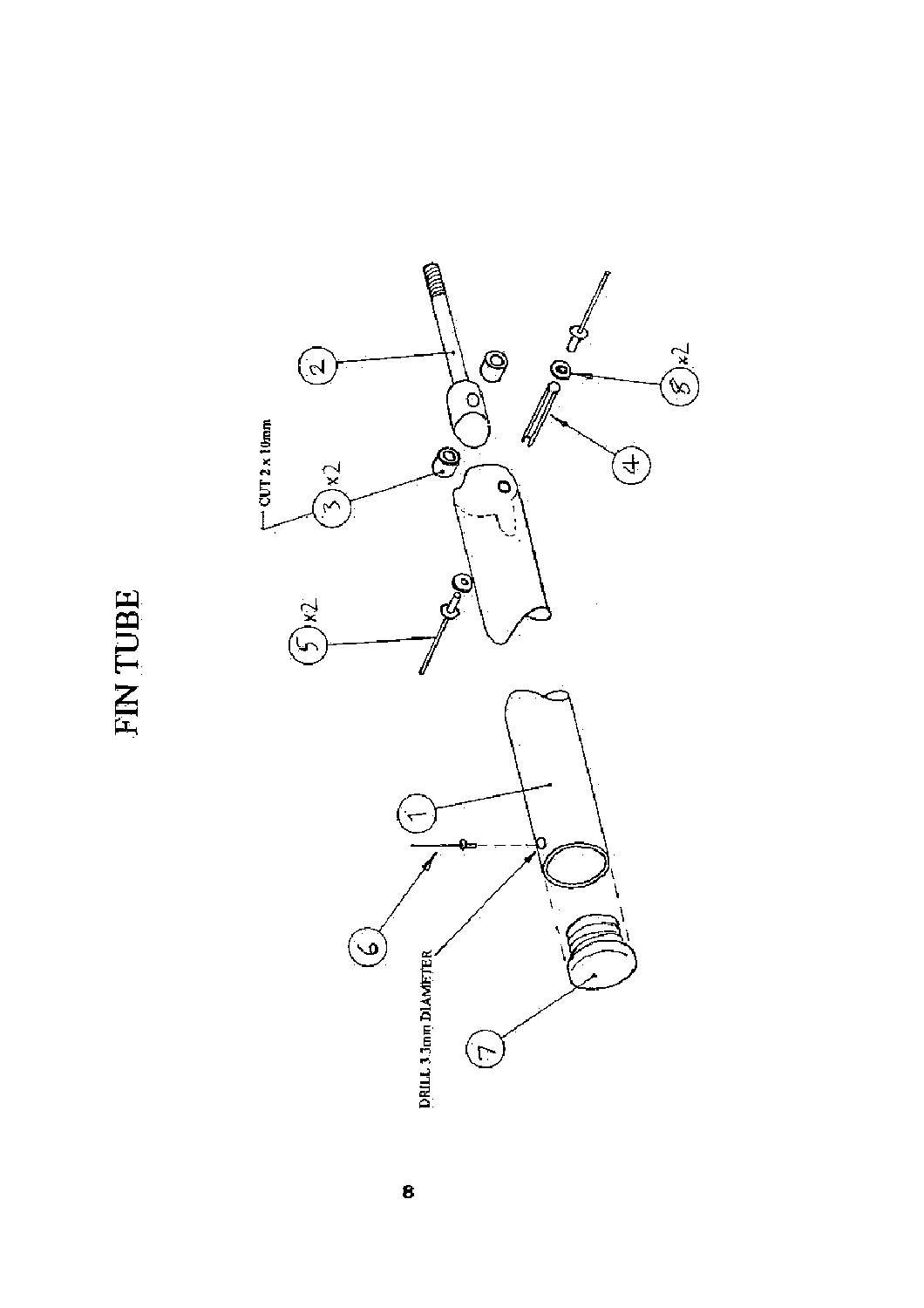# FIN TUBE

CUT 2 x 10mm

DRILL 3.3mm DIAMETER

2

3 x2

5 x2

5 x2

4

1

6

7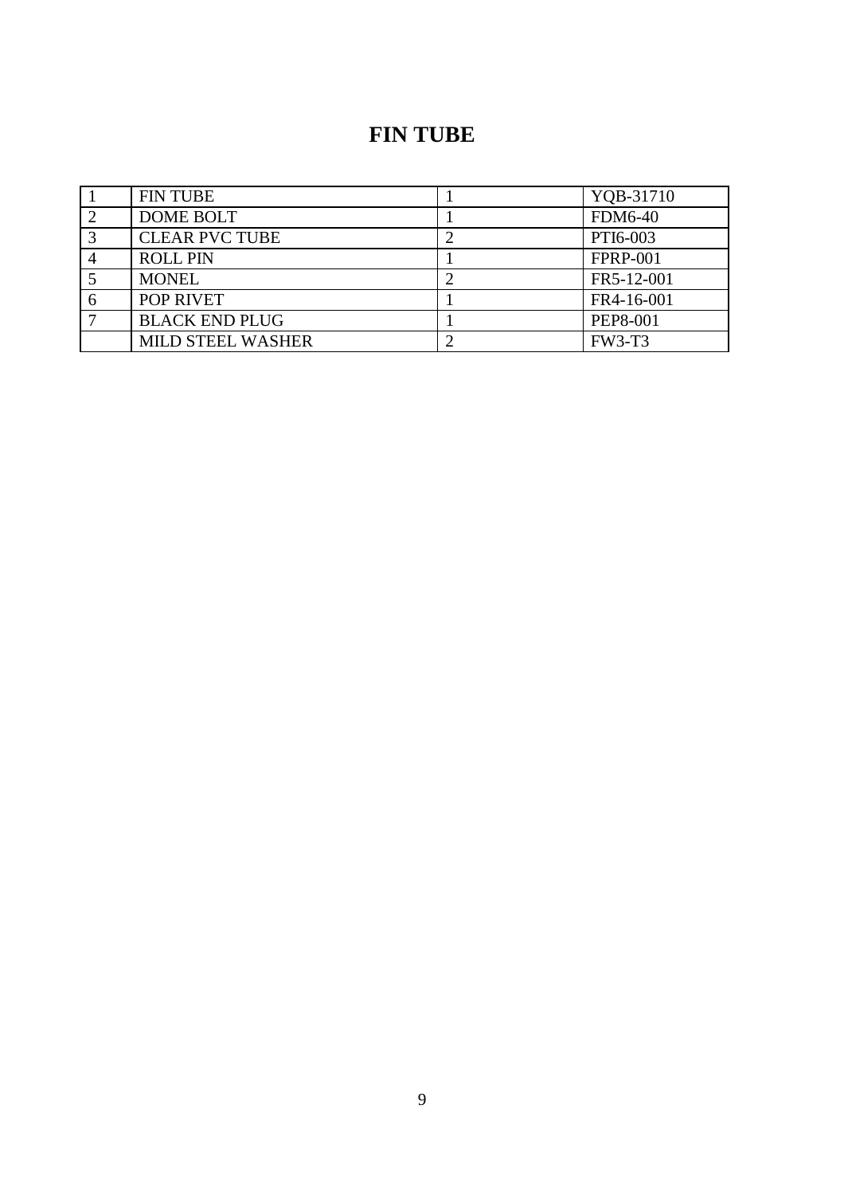# FIN TUBE

| | | | |
|---|---|---|---|
| 1 | FIN TUBE | 1 | YQB-31710 |
| 2 | DOME BOLT | 1 | FDM6-40 |
| 3 | CLEAR PVC TUBE | 2 | PTI6-003 |
| 4 | ROLL PIN | 1 | FPRP-001 |
| 5 | MONEL | 2 | FR5-12-001 |
| 6 | POP RIVET | 1 | FR4-16-001 |
| 7 | BLACK END PLUG | 1 | PEP8-001 |
| | MILD STEEL WASHER | 2 | FW3-T3 |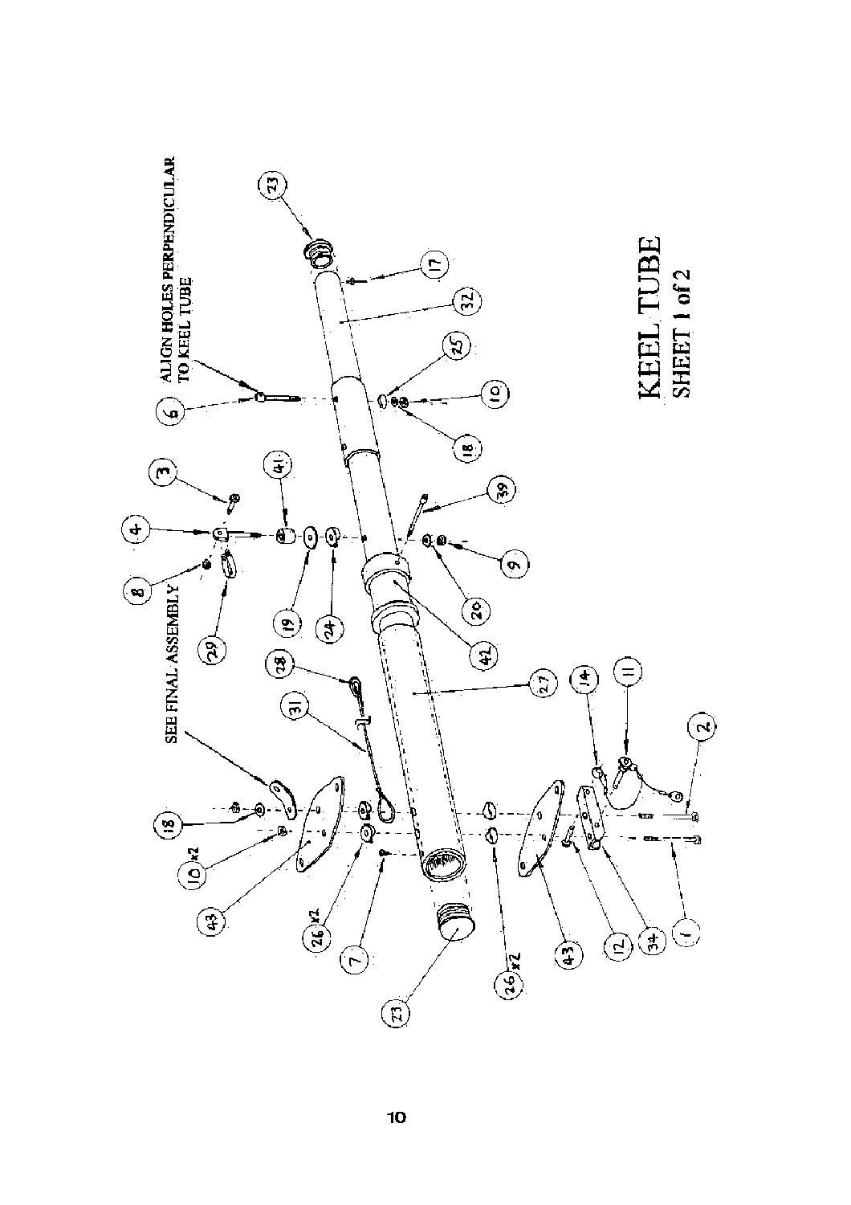# KEEL TUBE

## SHEET 1 of 2

ALIGN HOLES PERPENDICULAR TO KEEL TUBE

SEE FINAL ASSEMBLY

23, 17, 32, 25, 10, 6, 18, 3, 41, 4, 39, 8, 9, 20, 29, 19, 24, 42, 28, 31, 27, 14, 11, 18, 2, 10 x2, 43, 26 x2, 7, 43, 12, 34, 1, 23, 26 x2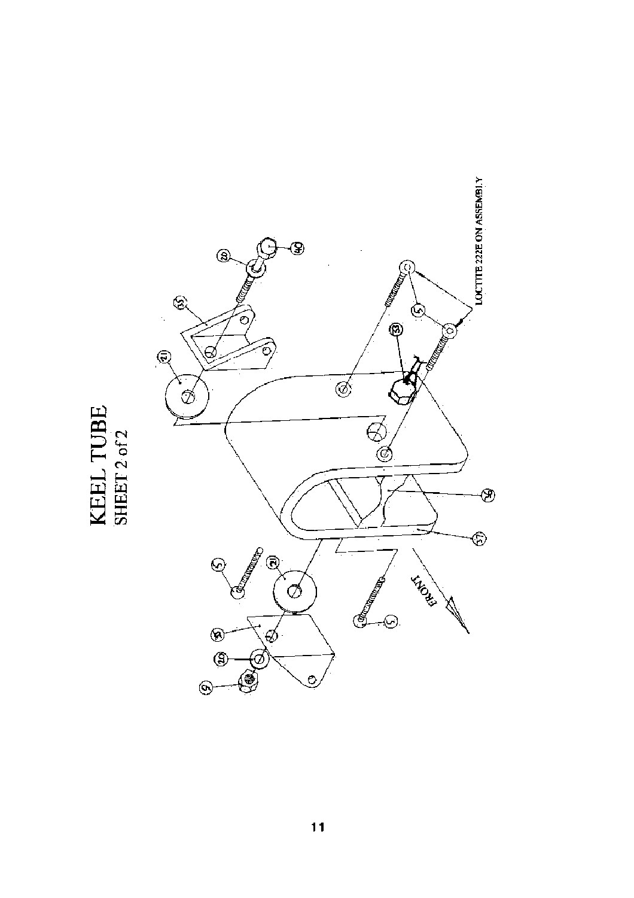# KEEL TUBE

## SHEET 2 of 2

LOCTITE 222E ON ASSEMBLY

FRONT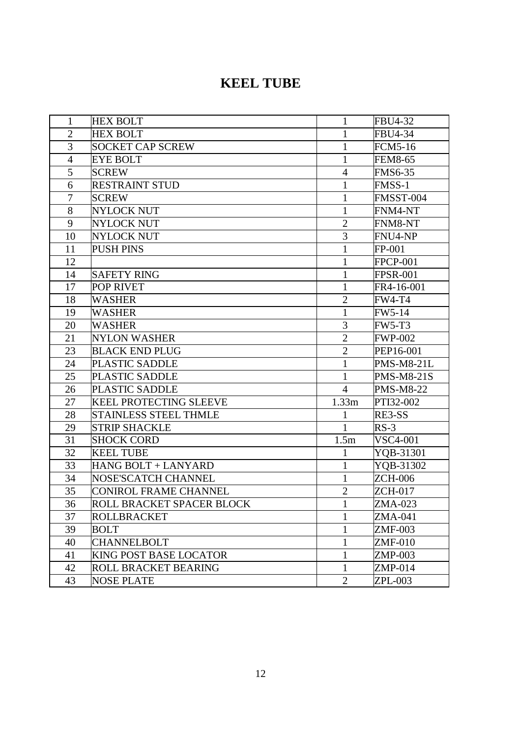# KEEL TUBE

| | | | |
|---|---|---|---|
| 1 | HEX BOLT | 1 | FBU4-32 |
| 2 | HEX BOLT | 1 | FBU4-34 |
| 3 | SOCKET CAP SCREW | 1 | FCM5-16 |
| 4 | EYE BOLT | 1 | FEM8-65 |
| 5 | SCREW | 4 | FMS6-35 |
| 6 | RESTRAINT STUD | 1 | FMSS-1 |
| 7 | SCREW | 1 | FMSST-004 |
| 8 | NYLOCK NUT | 1 | FNM4-NT |
| 9 | NYLOCK NUT | 2 | FNM8-NT |
| 10 | NYLOCK NUT | 3 | FNU4-NP |
| 11 | PUSH PINS | 1 | FP-001 |
| 12 | | 1 | FPCP-001 |
| 14 | SAFETY RING | 1 | FPSR-001 |
| 17 | POP RIVET | 1 | FR4-16-001 |
| 18 | WASHER | 2 | FW4-T4 |
| 19 | WASHER | 1 | FW5-14 |
| 20 | WASHER | 3 | FW5-T3 |
| 21 | NYLON WASHER | 2 | FWP-002 |
| 23 | BLACK END PLUG | 2 | PEP16-001 |
| 24 | PLASTIC SADDLE | 1 | PMS-M8-21L |
| 25 | PLASTIC SADDLE | 1 | PMS-M8-21S |
| 26 | PLASTIC SADDLE | 4 | PMS-M8-22 |
| 27 | KEEL PROTECTING SLEEVE | 1.33m | PTI32-002 |
| 28 | STAINLESS STEEL THMLE | 1 | RE3-SS |
| 29 | STRIP SHACKLE | 1 | RS-3 |
| 31 | SHOCK CORD | 1.5m | VSC4-001 |
| 32 | KEEL TUBE | 1 | YQB-31301 |
| 33 | HANG BOLT + LANYARD | 1 | YQB-31302 |
| 34 | NOSE'SCATCH CHANNEL | 1 | ZCH-006 |
| 35 | CONIROL FRAME CHANNEL | 2 | ZCH-017 |
| 36 | ROLL BRACKET SPACER BLOCK | 1 | ZMA-023 |
| 37 | ROLLBRACKET | 1 | ZMA-041 |
| 39 | BOLT | 1 | ZMF-003 |
| 40 | CHANNELBOLT | 1 | ZMF-010 |
| 41 | KING POST BASE LOCATOR | 1 | ZMP-003 |
| 42 | ROLL BRACKET BEARING | 1 | ZMP-014 |
| 43 | NOSE PLATE | 2 | ZPL-003 |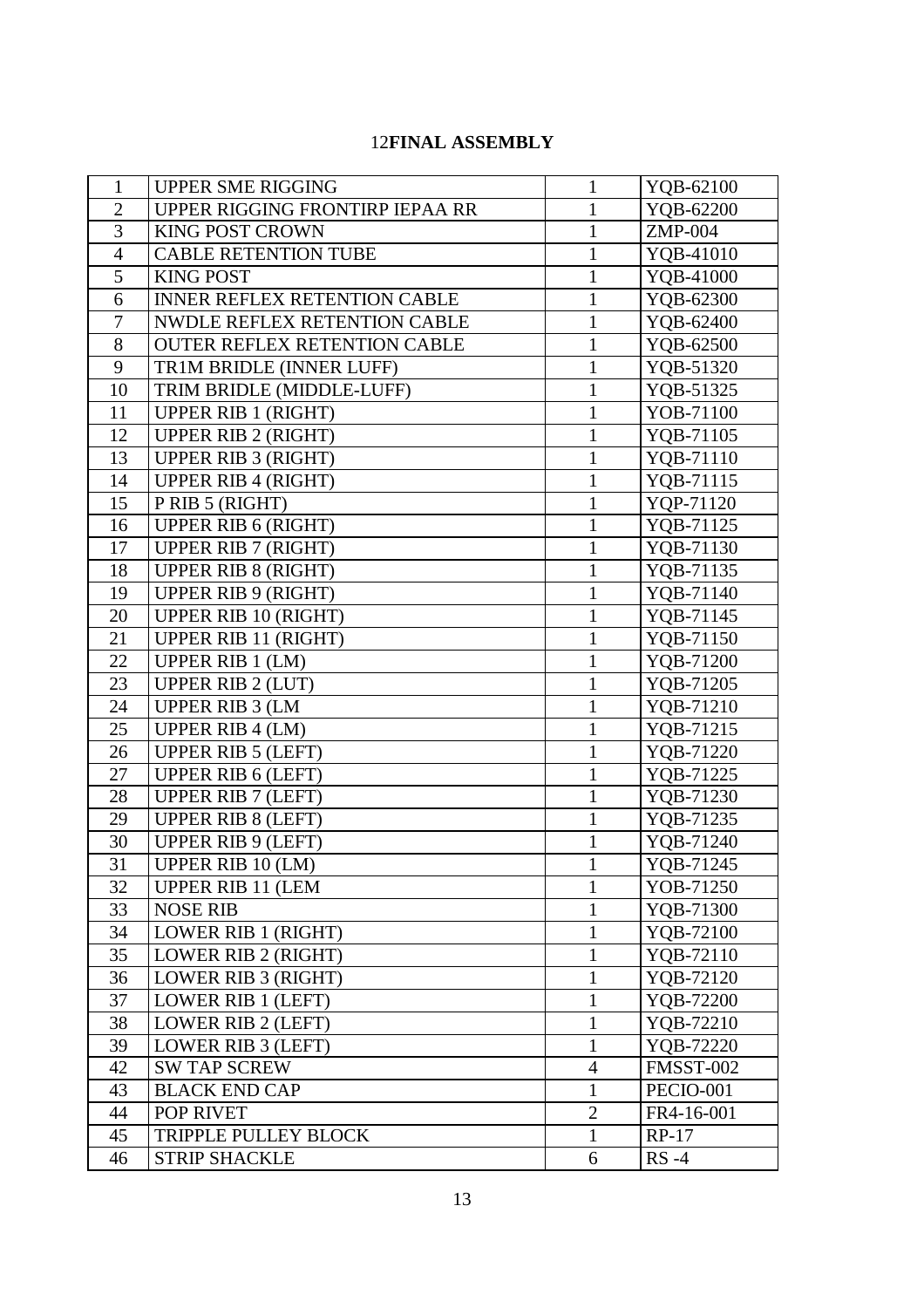## 12FINAL ASSEMBLY

| | | | |
|---|---|---|---|
| 1 | UPPER SME RIGGING | 1 | YQB-62100 |
| 2 | UPPER RIGGING FRONTIRP IEPAA RR | 1 | YQB-62200 |
| 3 | KING POST CROWN | 1 | ZMP-004 |
| 4 | CABLE RETENTION TUBE | 1 | YQB-41010 |
| 5 | KING POST | 1 | YQB-41000 |
| 6 | INNER REFLEX RETENTION CABLE | 1 | YQB-62300 |
| 7 | NWDLE REFLEX RETENTION CABLE | 1 | YQB-62400 |
| 8 | OUTER REFLEX RETENTION CABLE | 1 | YQB-62500 |
| 9 | TR1M BRIDLE (INNER LUFF) | 1 | YQB-51320 |
| 10 | TRIM BRIDLE (MIDDLE-LUFF) | 1 | YQB-51325 |
| 11 | UPPER RIB 1 (RIGHT) | 1 | YOB-71100 |
| 12 | UPPER RIB 2 (RIGHT) | 1 | YQB-71105 |
| 13 | UPPER RIB 3 (RIGHT) | 1 | YQB-71110 |
| 14 | UPPER RIB 4 (RIGHT) | 1 | YQB-71115 |
| 15 | P RIB 5 (RIGHT) | 1 | YQP-71120 |
| 16 | UPPER RIB 6 (RIGHT) | 1 | YQB-71125 |
| 17 | UPPER RIB 7 (RIGHT) | 1 | YQB-71130 |
| 18 | UPPER RIB 8 (RIGHT) | 1 | YQB-71135 |
| 19 | UPPER RIB 9 (RIGHT) | 1 | YQB-71140 |
| 20 | UPPER RIB 10 (RIGHT) | 1 | YQB-71145 |
| 21 | UPPER RIB 11 (RIGHT) | 1 | YQB-71150 |
| 22 | UPPER RIB 1 (LM) | 1 | YQB-71200 |
| 23 | UPPER RIB 2 (LUT) | 1 | YQB-71205 |
| 24 | UPPER RIB 3 (LM | 1 | YQB-71210 |
| 25 | UPPER RIB 4 (LM) | 1 | YQB-71215 |
| 26 | UPPER RIB 5 (LEFT) | 1 | YQB-71220 |
| 27 | UPPER RIB 6 (LEFT) | 1 | YQB-71225 |
| 28 | UPPER RIB 7 (LEFT) | 1 | YQB-71230 |
| 29 | UPPER RIB 8 (LEFT) | 1 | YQB-71235 |
| 30 | UPPER RIB 9 (LEFT) | 1 | YQB-71240 |
| 31 | UPPER RIB 10 (LM) | 1 | YQB-71245 |
| 32 | UPPER RIB 11 (LEM | 1 | YOB-71250 |
| 33 | NOSE RIB | 1 | YQB-71300 |
| 34 | LOWER RIB 1 (RIGHT) | 1 | YQB-72100 |
| 35 | LOWER RIB 2 (RIGHT) | 1 | YQB-72110 |
| 36 | LOWER RIB 3 (RIGHT) | 1 | YQB-72120 |
| 37 | LOWER RIB 1 (LEFT) | 1 | YQB-72200 |
| 38 | LOWER RIB 2 (LEFT) | 1 | YQB-72210 |
| 39 | LOWER RIB 3 (LEFT) | 1 | YQB-72220 |
| 42 | SW TAP SCREW | 4 | FMSST-002 |
| 43 | BLACK END CAP | 1 | PECIO-001 |
| 44 | POP RIVET | 2 | FR4-16-001 |
| 45 | TRIPPLE PULLEY BLOCK | 1 | RP-17 |
| 46 | STRIP SHACKLE | 6 | RS -4 |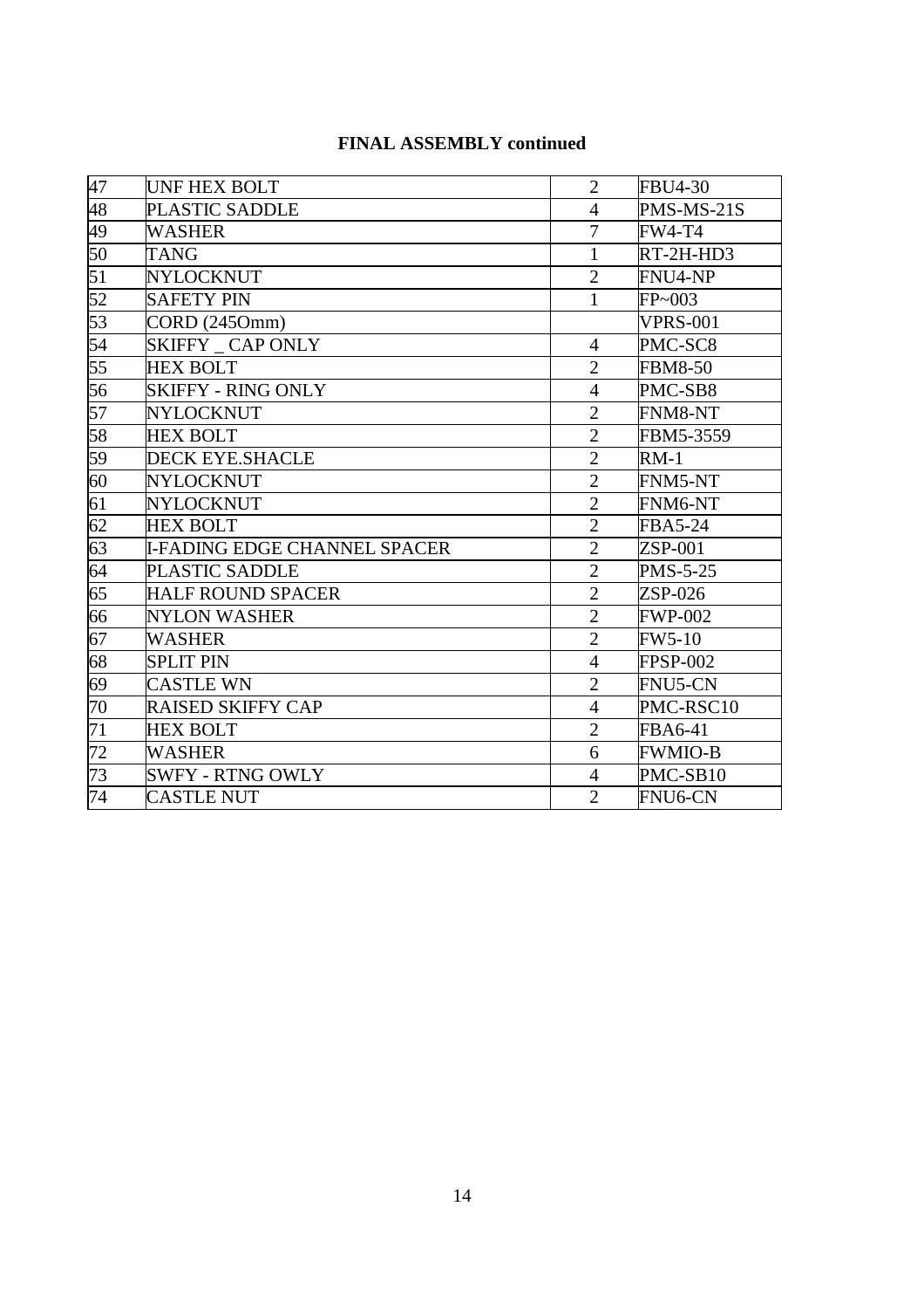**FINAL ASSEMBLY continued**

| | | | |
|---|---|---|---|
| 47 | UNF HEX BOLT | 2 | FBU4-30 |
| 48 | PLASTIC SADDLE | 4 | PMS-MS-21S |
| 49 | WASHER | 7 | FW4-T4 |
| 50 | TANG | 1 | RT-2H-HD3 |
| 51 | NYLOCKNUT | 2 | FNU4-NP |
| 52 | SAFETY PIN | 1 | FP~003 |
| 53 | CORD (245Omm) | | VPRS-001 |
| 54 | SKIFFY _ CAP ONLY | 4 | PMC-SC8 |
| 55 | HEX BOLT | 2 | FBM8-50 |
| 56 | SKIFFY - RING ONLY | 4 | PMC-SB8 |
| 57 | NYLOCKNUT | 2 | FNM8-NT |
| 58 | HEX BOLT | 2 | FBM5-3559 |
| 59 | DECK EYE.SHACLE | 2 | RM-1 |
| 60 | NYLOCKNUT | 2 | FNM5-NT |
| 61 | NYLOCKNUT | 2 | FNM6-NT |
| 62 | HEX BOLT | 2 | FBA5-24 |
| 63 | I-FADING EDGE CHANNEL SPACER | 2 | ZSP-001 |
| 64 | PLASTIC SADDLE | 2 | PMS-5-25 |
| 65 | HALF ROUND SPACER | 2 | ZSP-026 |
| 66 | NYLON WASHER | 2 | FWP-002 |
| 67 | WASHER | 2 | FW5-10 |
| 68 | SPLIT PIN | 4 | FPSP-002 |
| 69 | CASTLE WN | 2 | FNU5-CN |
| 70 | RAISED SKIFFY CAP | 4 | PMC-RSC10 |
| 71 | HEX BOLT | 2 | FBA6-41 |
| 72 | WASHER | 6 | FWMIO-B |
| 73 | SWFY - RTNG OWLY | 4 | PMC-SB10 |
| 74 | CASTLE NUT | 2 | FNU6-CN |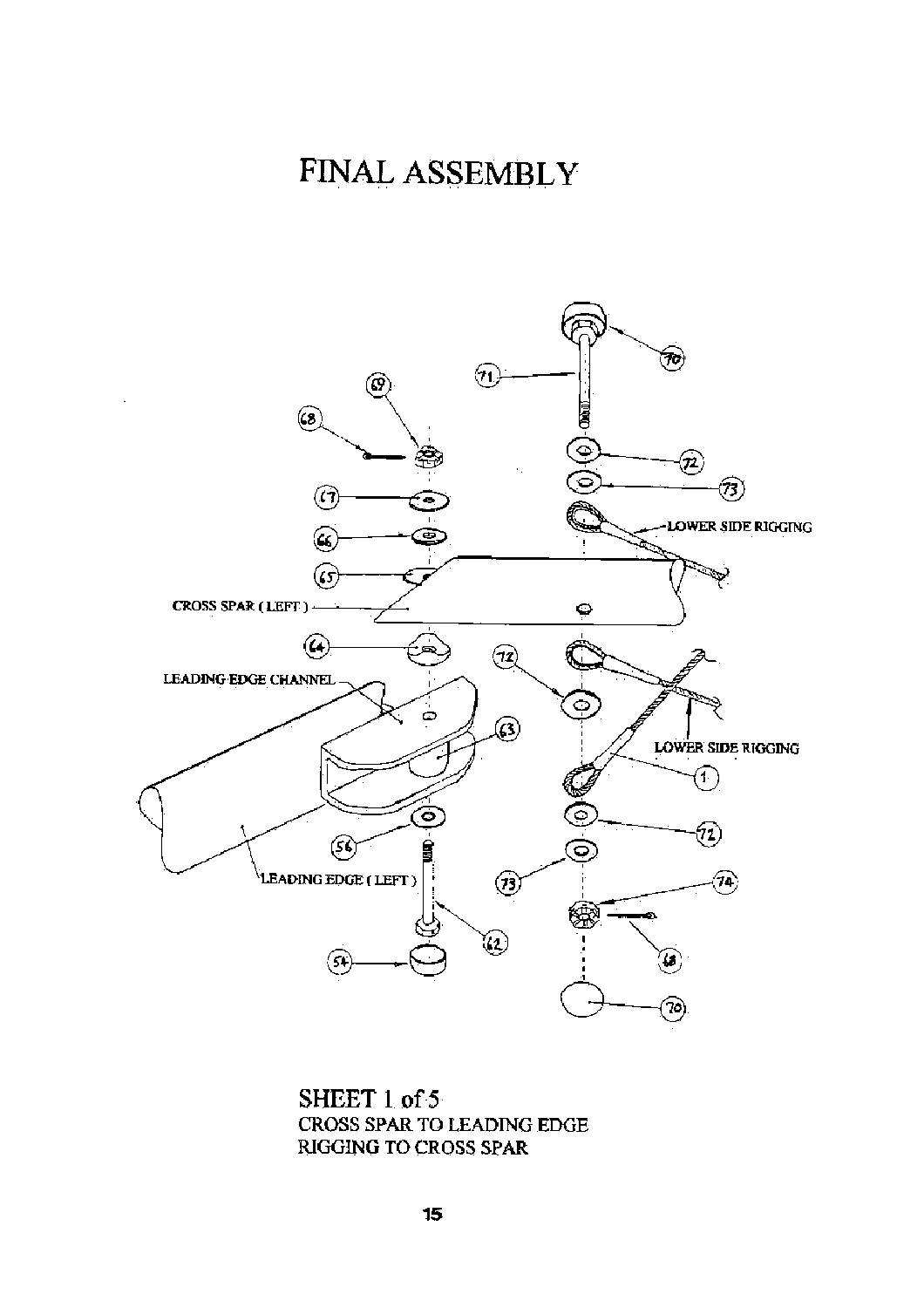# FINAL ASSEMBLY

CROSS SPAR (LEFT)

LEADING EDGE CHANNEL

LEADING EDGE (LEFT)

LOWER SIDE RIGGING

LOWER SIDE RIGGING

SHEET 1 of 5

CROSS SPAR TO LEADING EDGE

RIGGING TO CROSS SPAR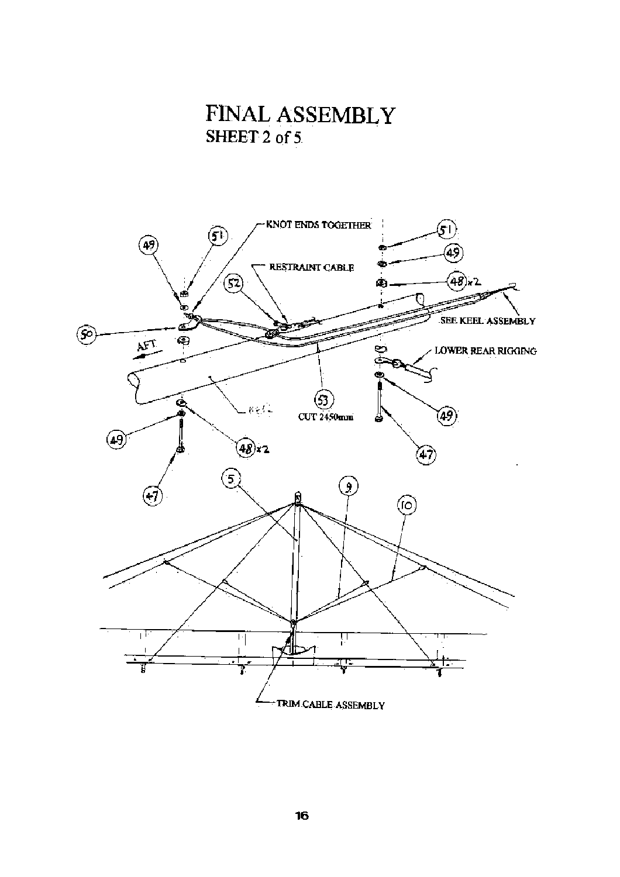# FINAL ASSEMBLY

## SHEET 2 of 5

KNOT ENDS TOGETHER

RESTRAINT CABLE

SEE KEEL ASSEMBLY

LOWER REAR RIGGING

AFT

CUT 2450mm

TRIM CABLE ASSEMBLY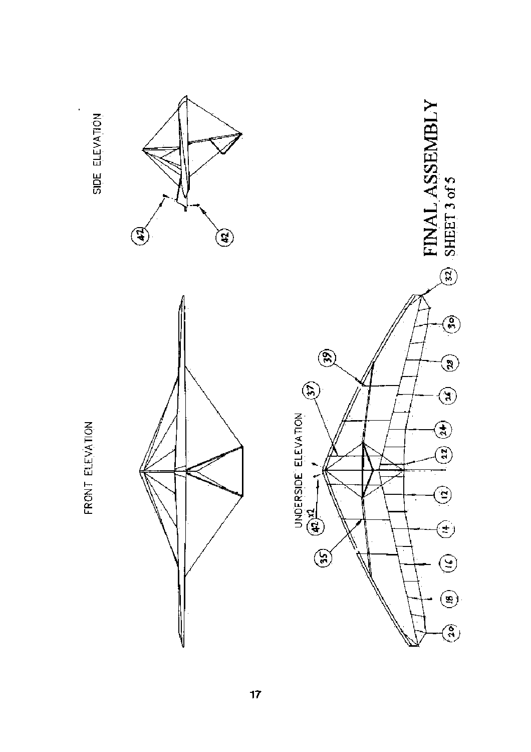FRONT ELEVATION

SIDE ELEVATION

UNDERSIDE ELEVATION

42 x2

35

37

39

32

30

28

26

24

22

12

14

16

18

20

42

42

# FINAL ASSEMBLY

SHEET 3 of 5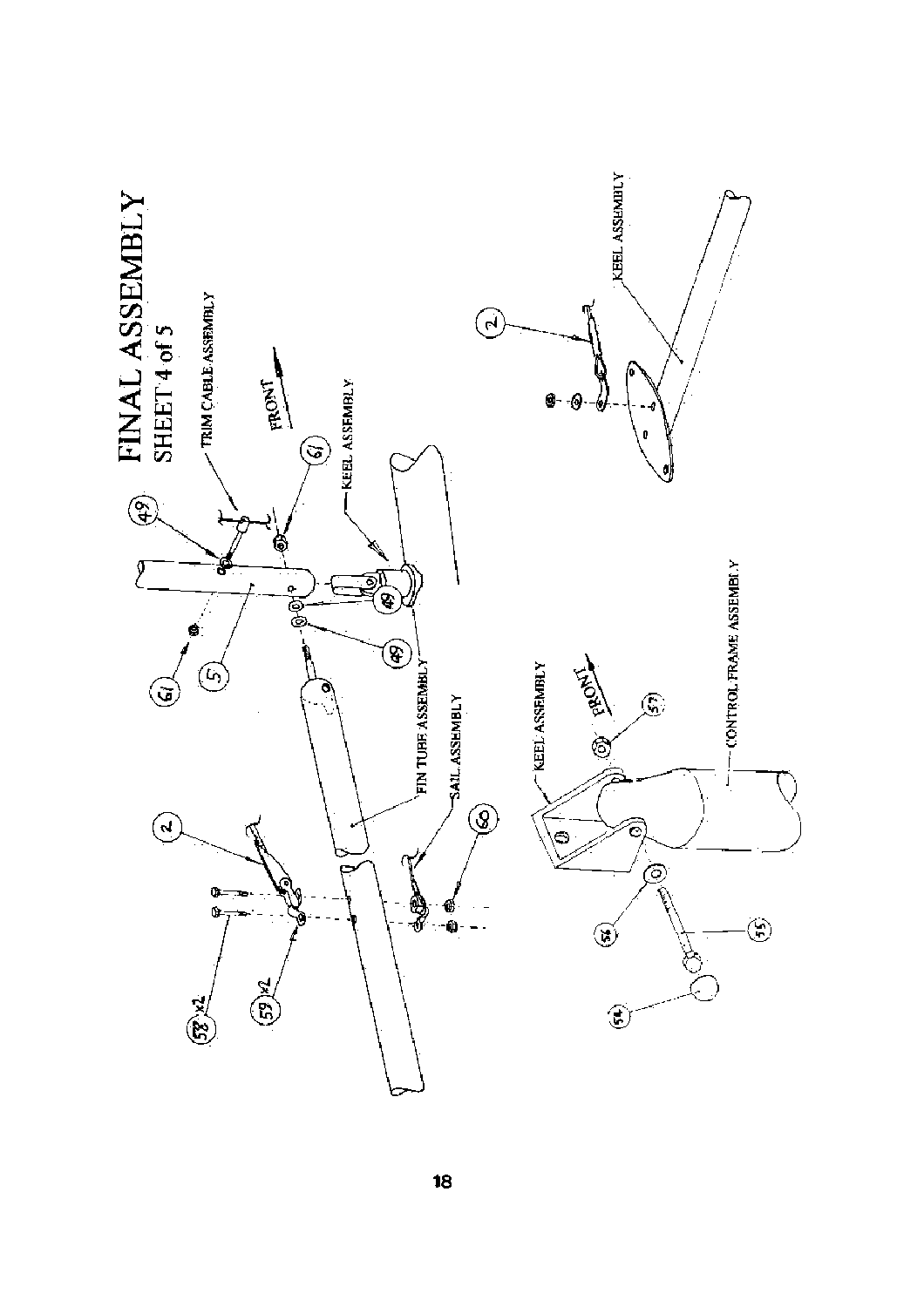# FINAL ASSEMBLY

## SHEET 4 of 5

TRIM CABLE ASSEMBLY

FRONT

KEEL ASSEMBLY

49

61

5

49

49

FIN TUBE ASSEMBLY

SAIL ASSEMBLY

2

58 ×2

59 ×2

60

KEEL ASSEMBLY

FRONT

57

CONTROL FRAME ASSEMBLY

56

55

54

2

KEEL ASSEMBLY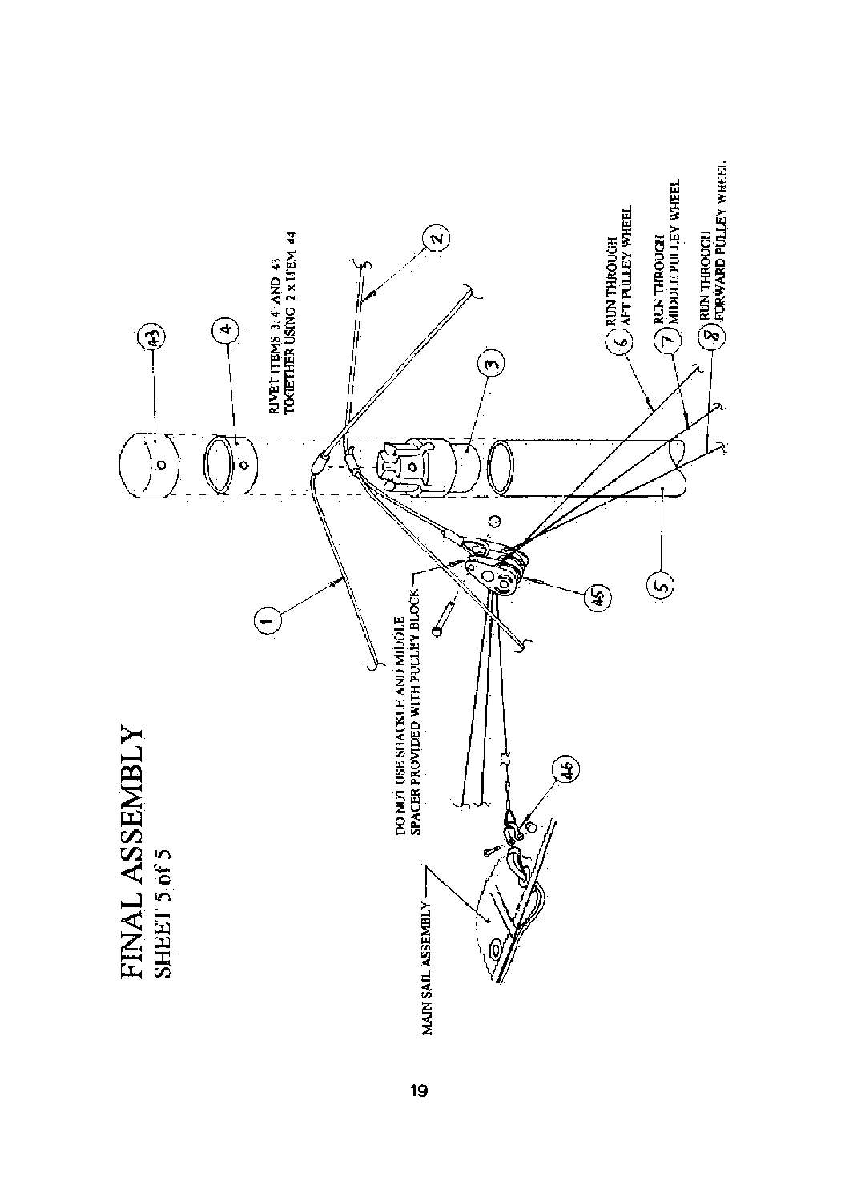# FINAL ASSEMBLY

## SHEET 5 of 5

RIVET ITEMS 3, 4 AND 43
TOGETHER USING 2 x ITEM 44

6 RUN THROUGH
AFT PULLEY WHEEL

7 RUN THROUGH
MIDDLE PULLEY WHEEL

8 RUN THROUGH
FORWARD PULLEY WHEEL

DO NOT USE SHACKLE AND MIDDLE
SPACER PROVIDED WITH PULLEY BLOCK

MAIN SAIL ASSEMBLY

43

4

3

2

1

5

45

46